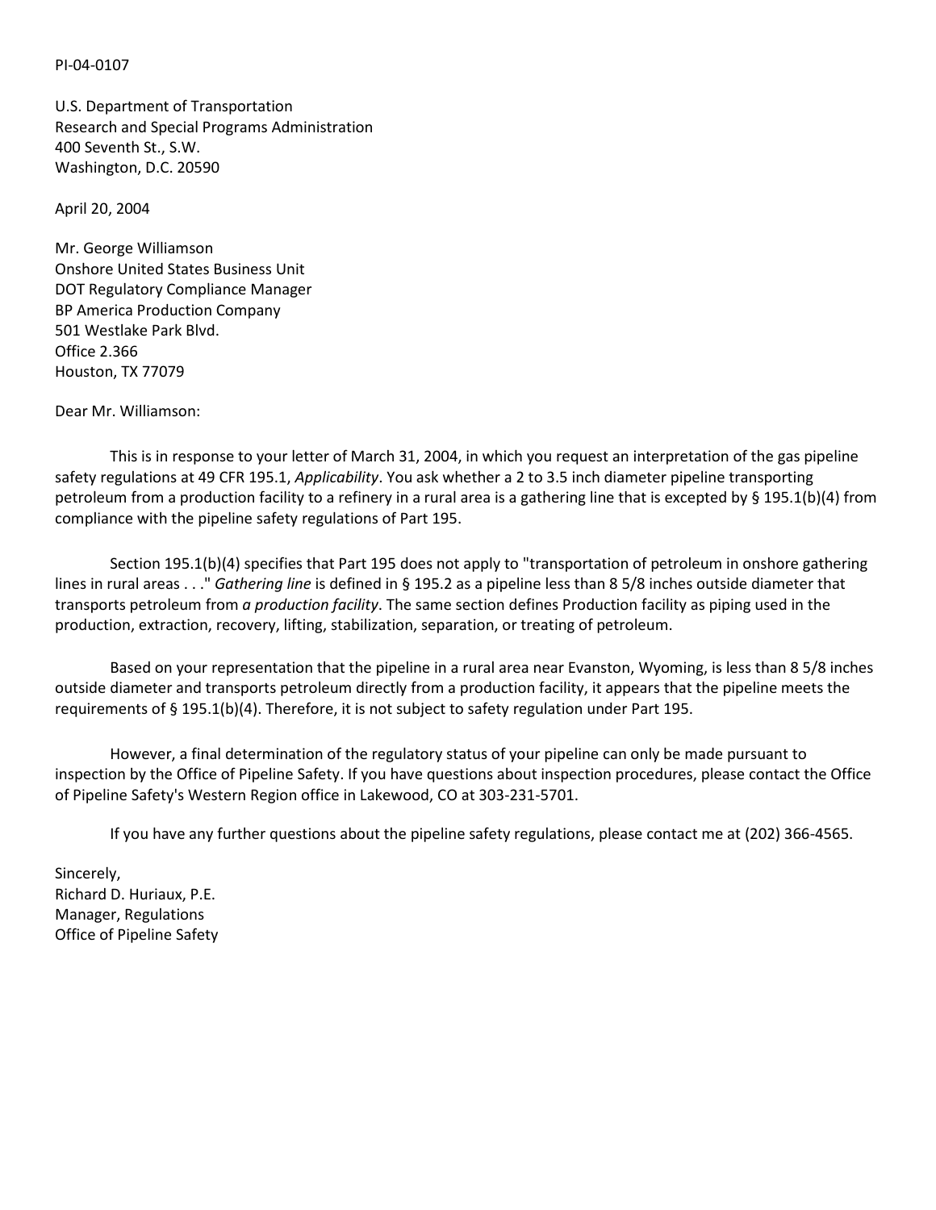PI-04-0107

U.S. Department of Transportation
Research and Special Programs Administration
400 Seventh St., S.W.
Washington, D.C. 20590

April 20, 2004

Mr. George Williamson
Onshore United States Business Unit
DOT Regulatory Compliance Manager
BP America Production Company
501 Westlake Park Blvd.
Office 2.366
Houston, TX 77079

Dear Mr. Williamson:

This is in response to your letter of March 31, 2004, in which you request an interpretation of the gas pipeline safety regulations at 49 CFR 195.1, *Applicability*. You ask whether a 2 to 3.5 inch diameter pipeline transporting petroleum from a production facility to a refinery in a rural area is a gathering line that is excepted by § 195.1(b)(4) from compliance with the pipeline safety regulations of Part 195.

Section 195.1(b)(4) specifies that Part 195 does not apply to "transportation of petroleum in onshore gathering lines in rural areas . . ." *Gathering line* is defined in § 195.2 as a pipeline less than 8 5/8 inches outside diameter that transports petroleum from *a production facility*. The same section defines Production facility as piping used in the production, extraction, recovery, lifting, stabilization, separation, or treating of petroleum.

Based on your representation that the pipeline in a rural area near Evanston, Wyoming, is less than 8 5/8 inches outside diameter and transports petroleum directly from a production facility, it appears that the pipeline meets the requirements of § 195.1(b)(4). Therefore, it is not subject to safety regulation under Part 195.

However, a final determination of the regulatory status of your pipeline can only be made pursuant to inspection by the Office of Pipeline Safety. If you have questions about inspection procedures, please contact the Office of Pipeline Safety's Western Region office in Lakewood, CO at 303-231-5701.

If you have any further questions about the pipeline safety regulations, please contact me at (202) 366-4565.

Sincerely,
Richard D. Huriaux, P.E.
Manager, Regulations
Office of Pipeline Safety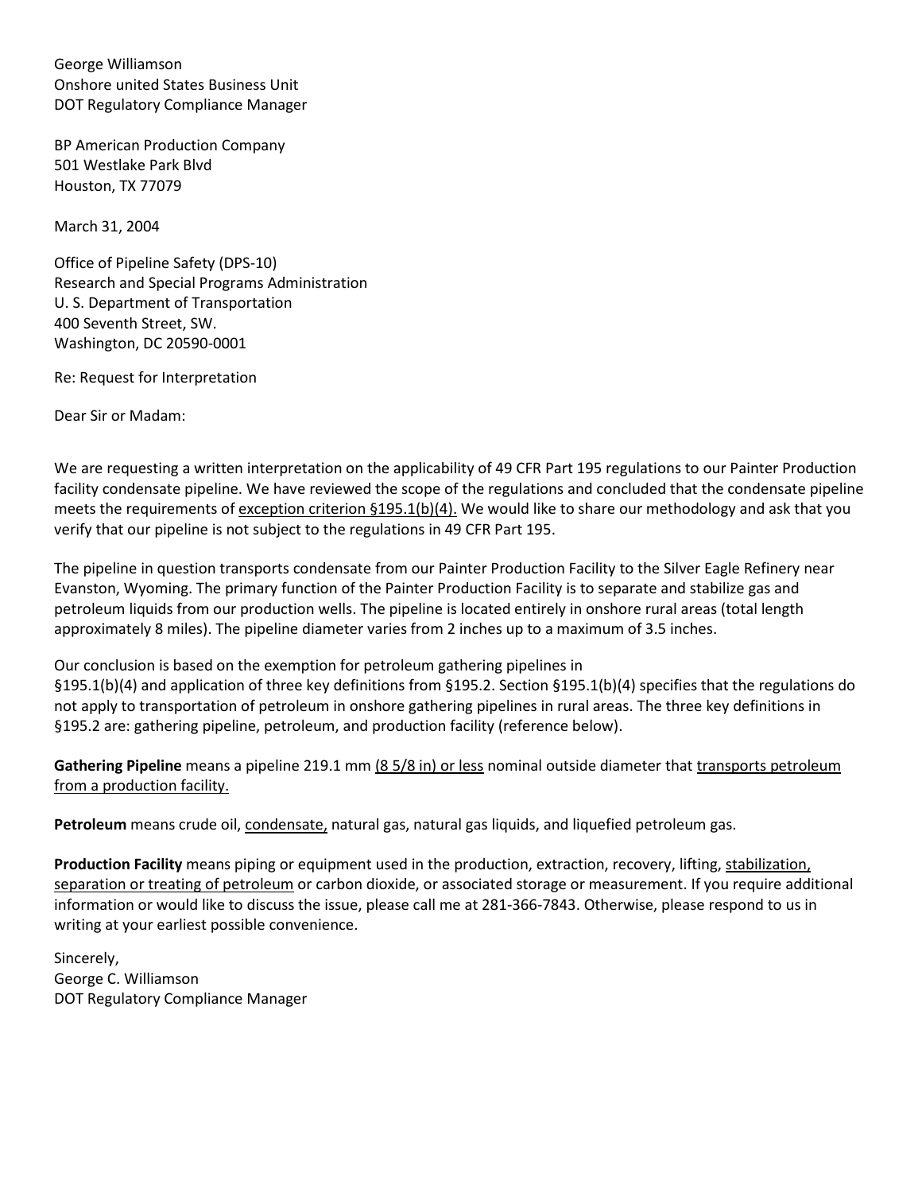George Williamson
Onshore united States Business Unit
DOT Regulatory Compliance Manager

BP American Production Company
501 Westlake Park Blvd
Houston, TX 77079

March 31, 2004

Office of Pipeline Safety (DPS-10)
Research and Special Programs Administration
U. S. Department of Transportation
400 Seventh Street, SW.
Washington, DC 20590-0001

Re: Request for Interpretation

Dear Sir or Madam:

We are requesting a written interpretation on the applicability of 49 CFR Part 195 regulations to our Painter Production facility condensate pipeline. We have reviewed the scope of the regulations and concluded that the condensate pipeline meets the requirements of exception criterion §195.1(b)(4). We would like to share our methodology and ask that you verify that our pipeline is not subject to the regulations in 49 CFR Part 195.

The pipeline in question transports condensate from our Painter Production Facility to the Silver Eagle Refinery near Evanston, Wyoming. The primary function of the Painter Production Facility is to separate and stabilize gas and petroleum liquids from our production wells. The pipeline is located entirely in onshore rural areas (total length approximately 8 miles). The pipeline diameter varies from 2 inches up to a maximum of 3.5 inches.

Our conclusion is based on the exemption for petroleum gathering pipelines in §195.1(b)(4) and application of three key definitions from §195.2. Section §195.1(b)(4) specifies that the regulations do not apply to transportation of petroleum in onshore gathering pipelines in rural areas. The three key definitions in §195.2 are: gathering pipeline, petroleum, and production facility (reference below).

**Gathering Pipeline** means a pipeline 219.1 mm (8 5/8 in) or less nominal outside diameter that transports petroleum from a production facility.

**Petroleum** means crude oil, condensate, natural gas, natural gas liquids, and liquefied petroleum gas.

**Production Facility** means piping or equipment used in the production, extraction, recovery, lifting, stabilization, separation or treating of petroleum or carbon dioxide, or associated storage or measurement. If you require additional information or would like to discuss the issue, please call me at 281-366-7843. Otherwise, please respond to us in writing at your earliest possible convenience.

Sincerely,
George C. Williamson
DOT Regulatory Compliance Manager